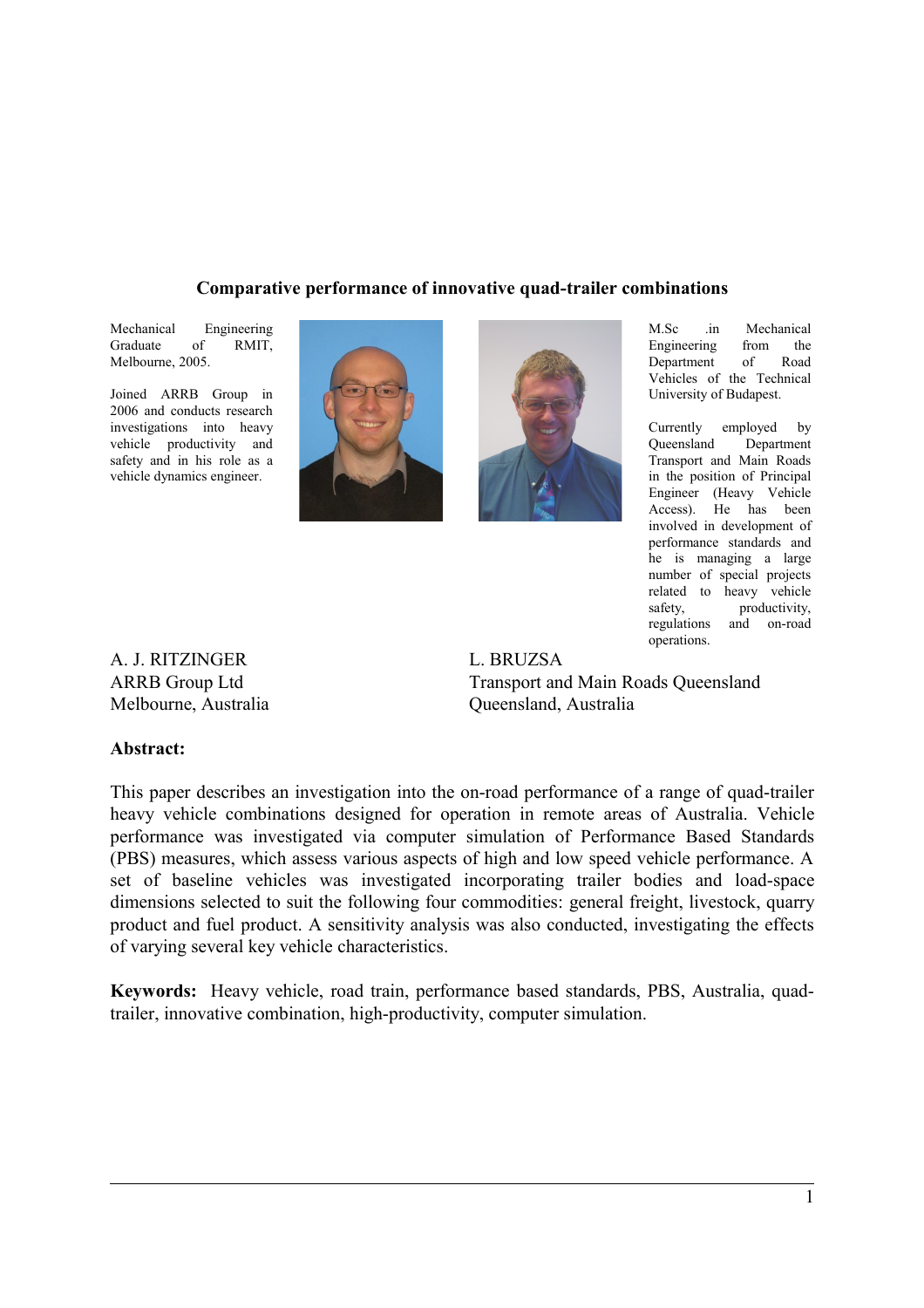# Comparative performance of innovative quad-trailer combinations

Mechanical Engineering Graduate of RMIT, Melbourne, 2005.

Joined ARRB Group in 2006 and conducts research investigations into heavy vehicle productivity and safety and in his role as a vehicle dynamics engineer.

M.Sc .in Mechanical Engineering from the Department of Road Vehicles of the Technical University of Budapest.

Currently employed by Queensland Department Transport and Main Roads in the position of Principal Engineer (Heavy Vehicle Access). He has been involved in development of performance standards and he is managing a large number of special projects related to heavy vehicle safety, productivity, regulations and on-road operations.

A. J. RITZINGER
ARRB Group Ltd
Melbourne, Australia

L. BRUZSA
Transport and Main Roads Queensland
Queensland, Australia

**Abstract:**

This paper describes an investigation into the on-road performance of a range of quad-trailer heavy vehicle combinations designed for operation in remote areas of Australia. Vehicle performance was investigated via computer simulation of Performance Based Standards (PBS) measures, which assess various aspects of high and low speed vehicle performance. A set of baseline vehicles was investigated incorporating trailer bodies and load-space dimensions selected to suit the following four commodities: general freight, livestock, quarry product and fuel product. A sensitivity analysis was also conducted, investigating the effects of varying several key vehicle characteristics.

**Keywords:** Heavy vehicle, road train, performance based standards, PBS, Australia, quad-trailer, innovative combination, high-productivity, computer simulation.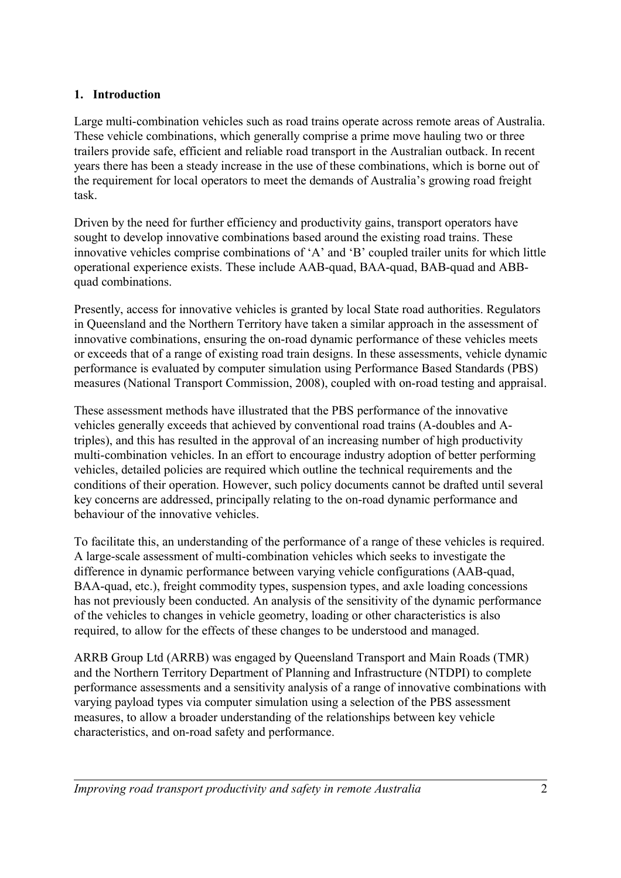## 1. Introduction

Large multi-combination vehicles such as road trains operate across remote areas of Australia. These vehicle combinations, which generally comprise a prime move hauling two or three trailers provide safe, efficient and reliable road transport in the Australian outback. In recent years there has been a steady increase in the use of these combinations, which is borne out of the requirement for local operators to meet the demands of Australia's growing road freight task.

Driven by the need for further efficiency and productivity gains, transport operators have sought to develop innovative combinations based around the existing road trains. These innovative vehicles comprise combinations of 'A' and 'B' coupled trailer units for which little operational experience exists. These include AAB-quad, BAA-quad, BAB-quad and ABB-quad combinations.

Presently, access for innovative vehicles is granted by local State road authorities. Regulators in Queensland and the Northern Territory have taken a similar approach in the assessment of innovative combinations, ensuring the on-road dynamic performance of these vehicles meets or exceeds that of a range of existing road train designs. In these assessments, vehicle dynamic performance is evaluated by computer simulation using Performance Based Standards (PBS) measures (National Transport Commission, 2008), coupled with on-road testing and appraisal.

These assessment methods have illustrated that the PBS performance of the innovative vehicles generally exceeds that achieved by conventional road trains (A-doubles and A-triples), and this has resulted in the approval of an increasing number of high productivity multi-combination vehicles. In an effort to encourage industry adoption of better performing vehicles, detailed policies are required which outline the technical requirements and the conditions of their operation. However, such policy documents cannot be drafted until several key concerns are addressed, principally relating to the on-road dynamic performance and behaviour of the innovative vehicles.

To facilitate this, an understanding of the performance of a range of these vehicles is required. A large-scale assessment of multi-combination vehicles which seeks to investigate the difference in dynamic performance between varying vehicle configurations (AAB-quad, BAA-quad, etc.), freight commodity types, suspension types, and axle loading concessions has not previously been conducted. An analysis of the sensitivity of the dynamic performance of the vehicles to changes in vehicle geometry, loading or other characteristics is also required, to allow for the effects of these changes to be understood and managed.

ARRB Group Ltd (ARRB) was engaged by Queensland Transport and Main Roads (TMR) and the Northern Territory Department of Planning and Infrastructure (NTDPI) to complete performance assessments and a sensitivity analysis of a range of innovative combinations with varying payload types via computer simulation using a selection of the PBS assessment measures, to allow a broader understanding of the relationships between key vehicle characteristics, and on-road safety and performance.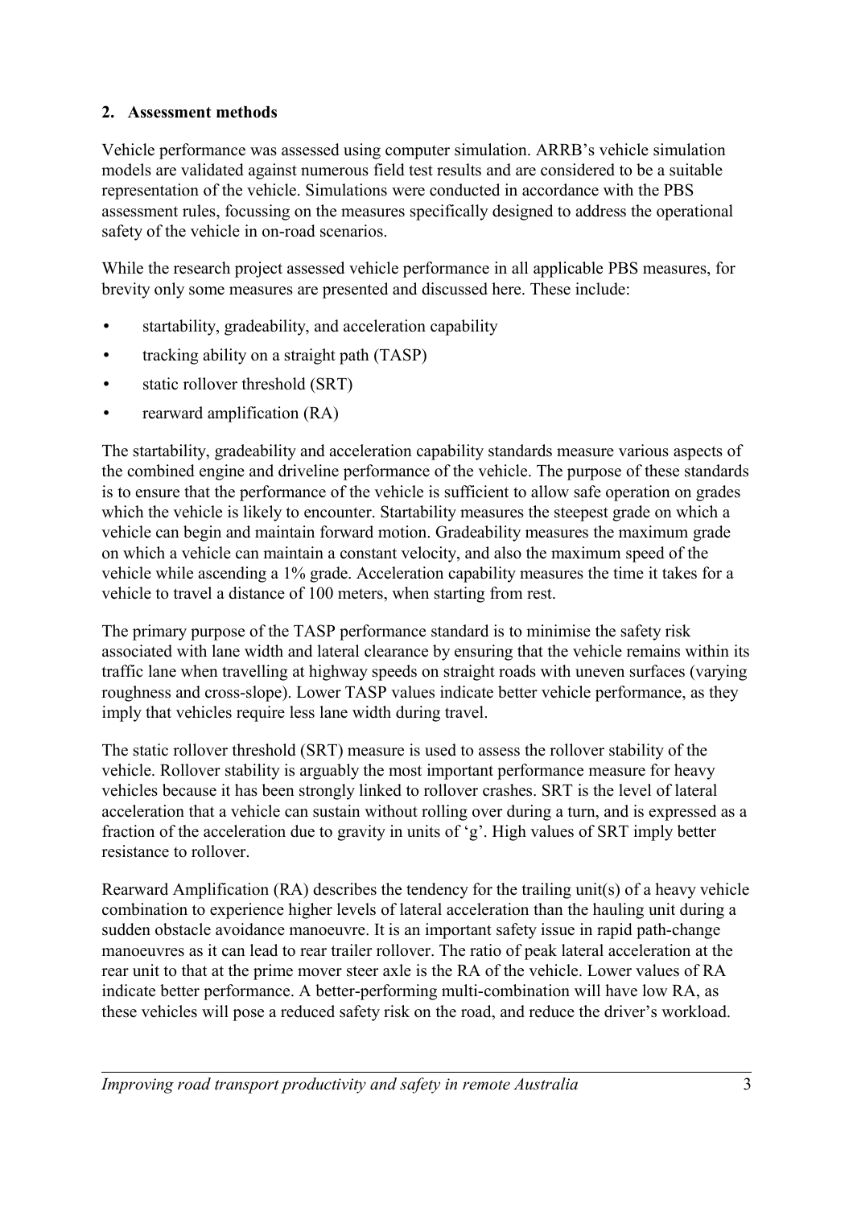## 2. Assessment methods

Vehicle performance was assessed using computer simulation. ARRB's vehicle simulation models are validated against numerous field test results and are considered to be a suitable representation of the vehicle. Simulations were conducted in accordance with the PBS assessment rules, focussing on the measures specifically designed to address the operational safety of the vehicle in on-road scenarios.

While the research project assessed vehicle performance in all applicable PBS measures, for brevity only some measures are presented and discussed here. These include:

- startability, gradeability, and acceleration capability
- tracking ability on a straight path (TASP)
- static rollover threshold (SRT)
- rearward amplification (RA)

The startability, gradeability and acceleration capability standards measure various aspects of the combined engine and driveline performance of the vehicle. The purpose of these standards is to ensure that the performance of the vehicle is sufficient to allow safe operation on grades which the vehicle is likely to encounter. Startability measures the steepest grade on which a vehicle can begin and maintain forward motion. Gradeability measures the maximum grade on which a vehicle can maintain a constant velocity, and also the maximum speed of the vehicle while ascending a 1% grade. Acceleration capability measures the time it takes for a vehicle to travel a distance of 100 meters, when starting from rest.

The primary purpose of the TASP performance standard is to minimise the safety risk associated with lane width and lateral clearance by ensuring that the vehicle remains within its traffic lane when travelling at highway speeds on straight roads with uneven surfaces (varying roughness and cross-slope). Lower TASP values indicate better vehicle performance, as they imply that vehicles require less lane width during travel.

The static rollover threshold (SRT) measure is used to assess the rollover stability of the vehicle. Rollover stability is arguably the most important performance measure for heavy vehicles because it has been strongly linked to rollover crashes. SRT is the level of lateral acceleration that a vehicle can sustain without rolling over during a turn, and is expressed as a fraction of the acceleration due to gravity in units of 'g'. High values of SRT imply better resistance to rollover.

Rearward Amplification (RA) describes the tendency for the trailing unit(s) of a heavy vehicle combination to experience higher levels of lateral acceleration than the hauling unit during a sudden obstacle avoidance manoeuvre. It is an important safety issue in rapid path-change manoeuvres as it can lead to rear trailer rollover. The ratio of peak lateral acceleration at the rear unit to that at the prime mover steer axle is the RA of the vehicle. Lower values of RA indicate better performance. A better-performing multi-combination will have low RA, as these vehicles will pose a reduced safety risk on the road, and reduce the driver's workload.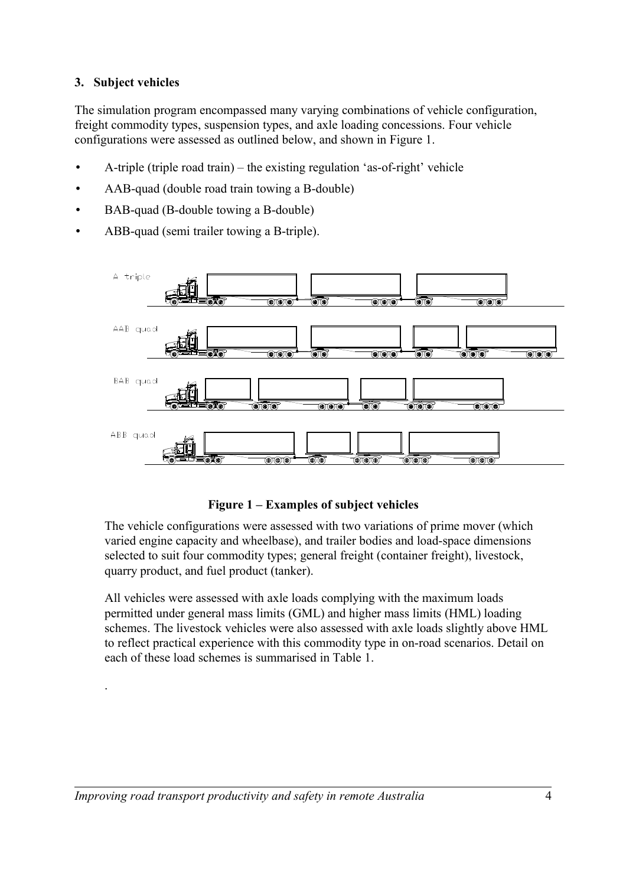### 3. Subject vehicles

The simulation program encompassed many varying combinations of vehicle configuration, freight commodity types, suspension types, and axle loading concessions. Four vehicle configurations were assessed as outlined below, and shown in Figure 1.

- A-triple (triple road train) – the existing regulation 'as-of-right' vehicle
- AAB-quad (double road train towing a B-double)
- BAB-quad (B-double towing a B-double)
- ABB-quad (semi trailer towing a B-triple).

**Figure 1 – Examples of subject vehicles**

The vehicle configurations were assessed with two variations of prime mover (which varied engine capacity and wheelbase), and trailer bodies and load-space dimensions selected to suit four commodity types; general freight (container freight), livestock, quarry product, and fuel product (tanker).

All vehicles were assessed with axle loads complying with the maximum loads permitted under general mass limits (GML) and higher mass limits (HML) loading schemes. The livestock vehicles were also assessed with axle loads slightly above HML to reflect practical experience with this commodity type in on-road scenarios. Detail on each of these load schemes is summarised in Table 1.

.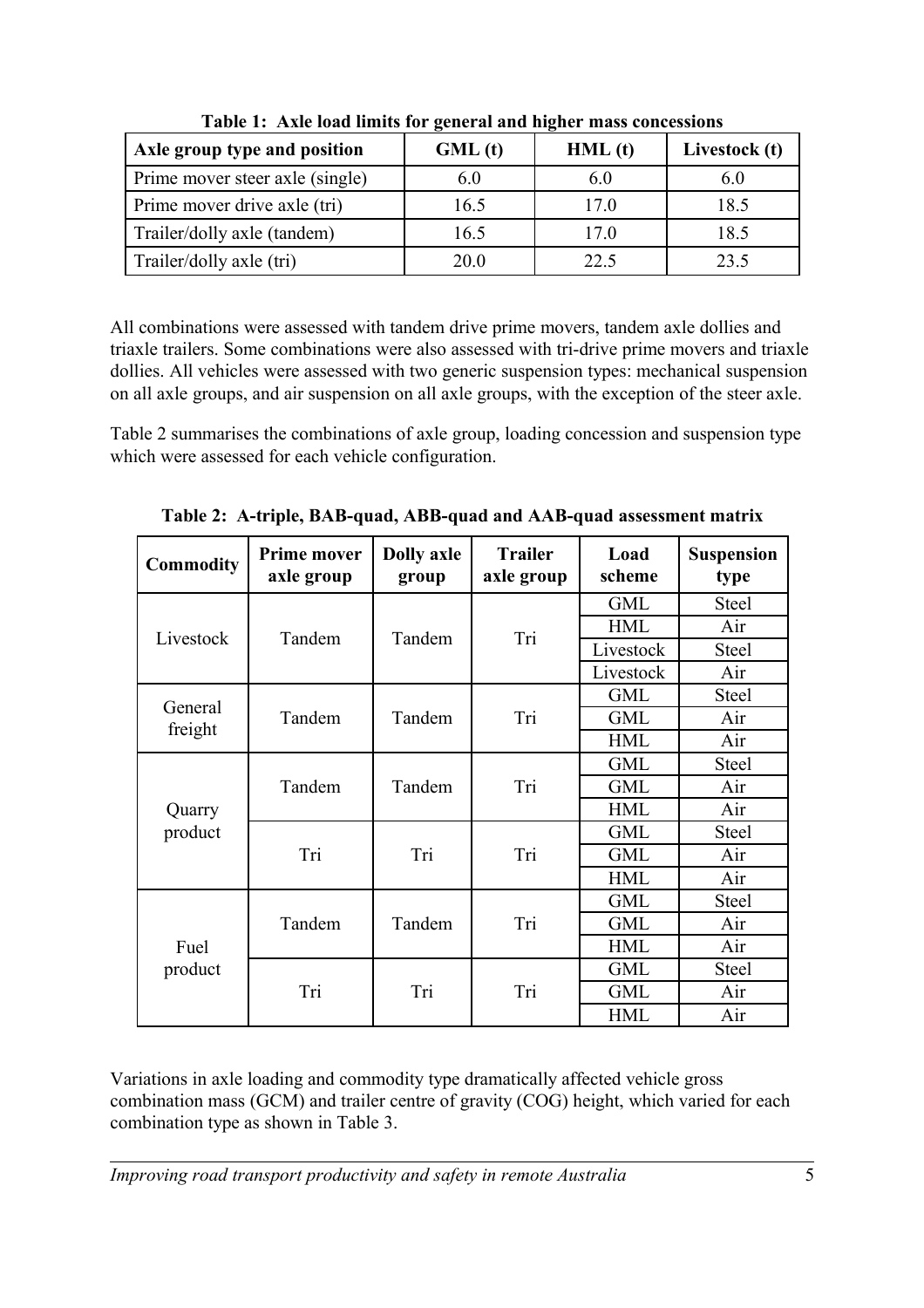**Table 1: Axle load limits for general and higher mass concessions**

| Axle group type and position | GML (t) | HML (t) | Livestock (t) |
|---|---|---|---|
| Prime mover steer axle (single) | 6.0 | 6.0 | 6.0 |
| Prime mover drive axle (tri) | 16.5 | 17.0 | 18.5 |
| Trailer/dolly axle (tandem) | 16.5 | 17.0 | 18.5 |
| Trailer/dolly axle (tri) | 20.0 | 22.5 | 23.5 |

All combinations were assessed with tandem drive prime movers, tandem axle dollies and triaxle trailers. Some combinations were also assessed with tri-drive prime movers and triaxle dollies. All vehicles were assessed with two generic suspension types: mechanical suspension on all axle groups, and air suspension on all axle groups, with the exception of the steer axle.

Table 2 summarises the combinations of axle group, loading concession and suspension type which were assessed for each vehicle configuration.

**Table 2: A-triple, BAB-quad, ABB-quad and AAB-quad assessment matrix**

| Commodity | Prime mover axle group | Dolly axle group | Trailer axle group | Load scheme | Suspension type |
|---|---|---|---|---|---|
| Livestock | Tandem | Tandem | Tri | GML | Steel |
| | | | | HML | Air |
| | | | | Livestock | Steel |
| | | | | Livestock | Air |
| General freight | Tandem | Tandem | Tri | GML | Steel |
| | | | | GML | Air |
| | | | | HML | Air |
| Quarry product | Tandem | Tandem | Tri | GML | Steel |
| | | | | GML | Air |
| | | | | HML | Air |
| | Tri | Tri | Tri | GML | Steel |
| | | | | GML | Air |
| | | | | HML | Air |
| Fuel product | Tandem | Tandem | Tri | GML | Steel |
| | | | | GML | Air |
| | | | | HML | Air |
| | Tri | Tri | Tri | GML | Steel |
| | | | | GML | Air |
| | | | | HML | Air |

Variations in axle loading and commodity type dramatically affected vehicle gross combination mass (GCM) and trailer centre of gravity (COG) height, which varied for each combination type as shown in Table 3.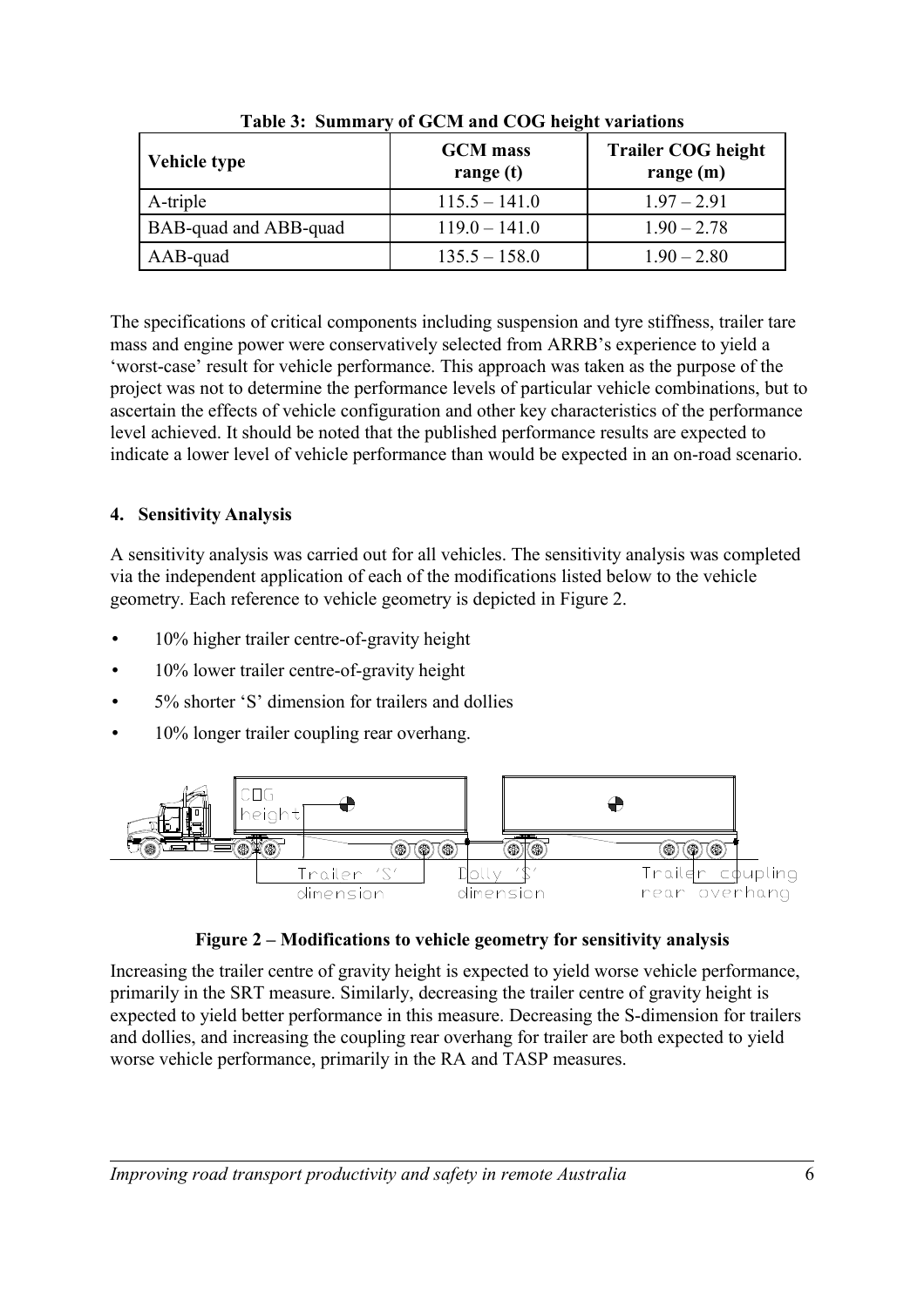**Table 3: Summary of GCM and COG height variations**

| Vehicle type | GCM mass range (t) | Trailer COG height range (m) |
|---|---|---|
| A-triple | 115.5 – 141.0 | 1.97 – 2.91 |
| BAB-quad and ABB-quad | 119.0 – 141.0 | 1.90 – 2.78 |
| AAB-quad | 135.5 – 158.0 | 1.90 – 2.80 |

The specifications of critical components including suspension and tyre stiffness, trailer tare mass and engine power were conservatively selected from ARRB's experience to yield a 'worst-case' result for vehicle performance. This approach was taken as the purpose of the project was not to determine the performance levels of particular vehicle combinations, but to ascertain the effects of vehicle configuration and other key characteristics of the performance level achieved. It should be noted that the published performance results are expected to indicate a lower level of vehicle performance than would be expected in an on-road scenario.

## 4. Sensitivity Analysis

A sensitivity analysis was carried out for all vehicles. The sensitivity analysis was completed via the independent application of each of the modifications listed below to the vehicle geometry. Each reference to vehicle geometry is depicted in Figure 2.

- 10% higher trailer centre-of-gravity height
- 10% lower trailer centre-of-gravity height
- 5% shorter 'S' dimension for trailers and dollies
- 10% longer trailer coupling rear overhang.

**Figure 2 – Modifications to vehicle geometry for sensitivity analysis**

Increasing the trailer centre of gravity height is expected to yield worse vehicle performance, primarily in the SRT measure. Similarly, decreasing the trailer centre of gravity height is expected to yield better performance in this measure. Decreasing the S-dimension for trailers and dollies, and increasing the coupling rear overhang for trailer are both expected to yield worse vehicle performance, primarily in the RA and TASP measures.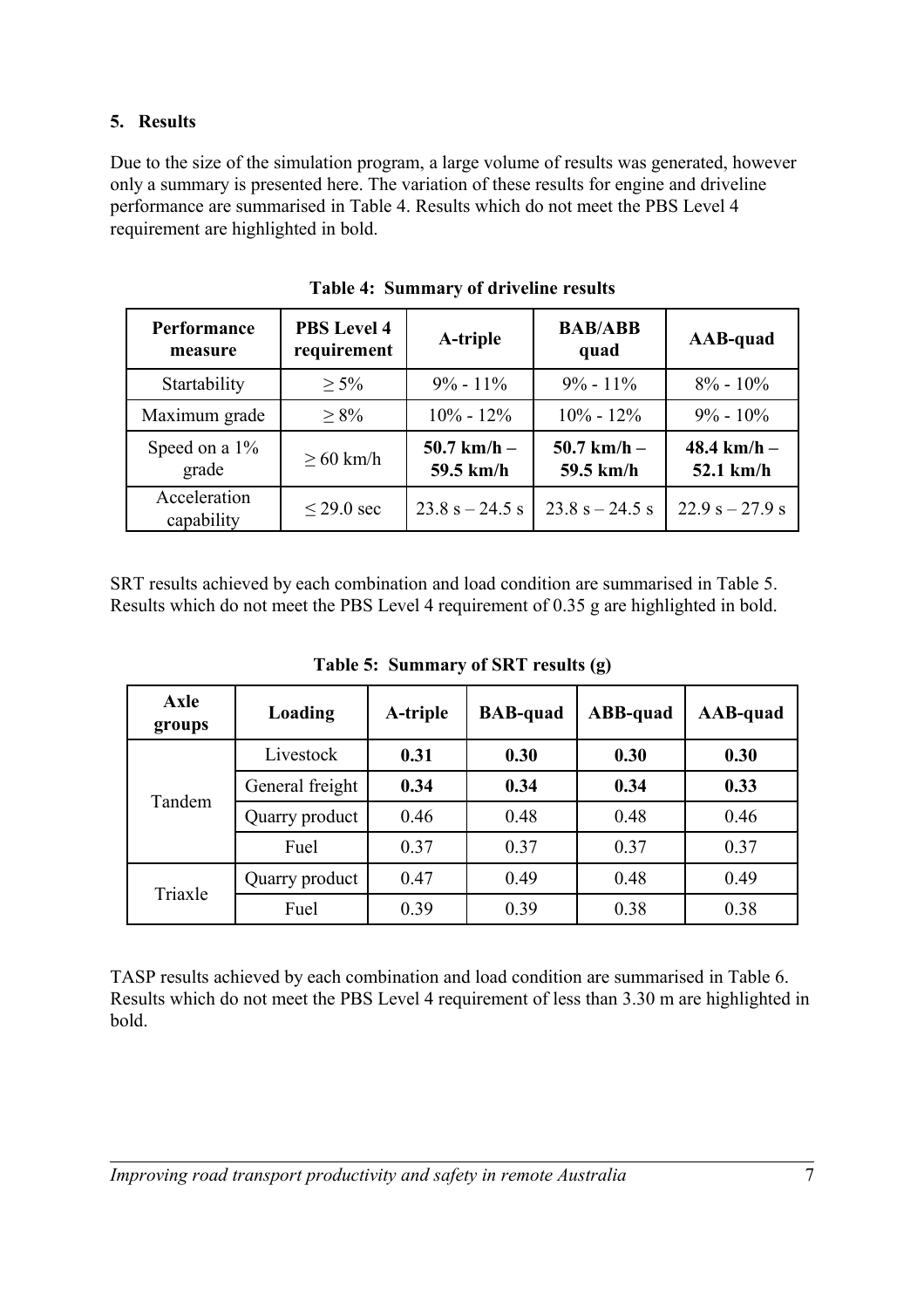## 5. Results

Due to the size of the simulation program, a large volume of results was generated, however only a summary is presented here. The variation of these results for engine and driveline performance are summarised in Table 4. Results which do not meet the PBS Level 4 requirement are highlighted in bold.

**Table 4: Summary of driveline results**

| Performance measure | PBS Level 4 requirement | A-triple | BAB/ABB quad | AAB-quad |
|---|---|---|---|---|
| Startability | ≥ 5% | 9% - 11% | 9% - 11% | 8% - 10% |
| Maximum grade | ≥ 8% | 10% - 12% | 10% - 12% | 9% - 10% |
| Speed on a 1% grade | ≥ 60 km/h | **50.7 km/h – 59.5 km/h** | **50.7 km/h – 59.5 km/h** | **48.4 km/h – 52.1 km/h** |
| Acceleration capability | ≤ 29.0 sec | 23.8 s – 24.5 s | 23.8 s – 24.5 s | 22.9 s – 27.9 s |

SRT results achieved by each combination and load condition are summarised in Table 5. Results which do not meet the PBS Level 4 requirement of 0.35 g are highlighted in bold.

**Table 5: Summary of SRT results (g)**

| Axle groups | Loading | A-triple | BAB-quad | ABB-quad | AAB-quad |
|---|---|---|---|---|---|
| Tandem | Livestock | **0.31** | **0.30** | **0.30** | **0.30** |
| | General freight | **0.34** | **0.34** | **0.34** | **0.33** |
| | Quarry product | 0.46 | 0.48 | 0.48 | 0.46 |
| | Fuel | 0.37 | 0.37 | 0.37 | 0.37 |
| Triaxle | Quarry product | 0.47 | 0.49 | 0.48 | 0.49 |
| | Fuel | 0.39 | 0.39 | 0.38 | 0.38 |

TASP results achieved by each combination and load condition are summarised in Table 6. Results which do not meet the PBS Level 4 requirement of less than 3.30 m are highlighted in bold.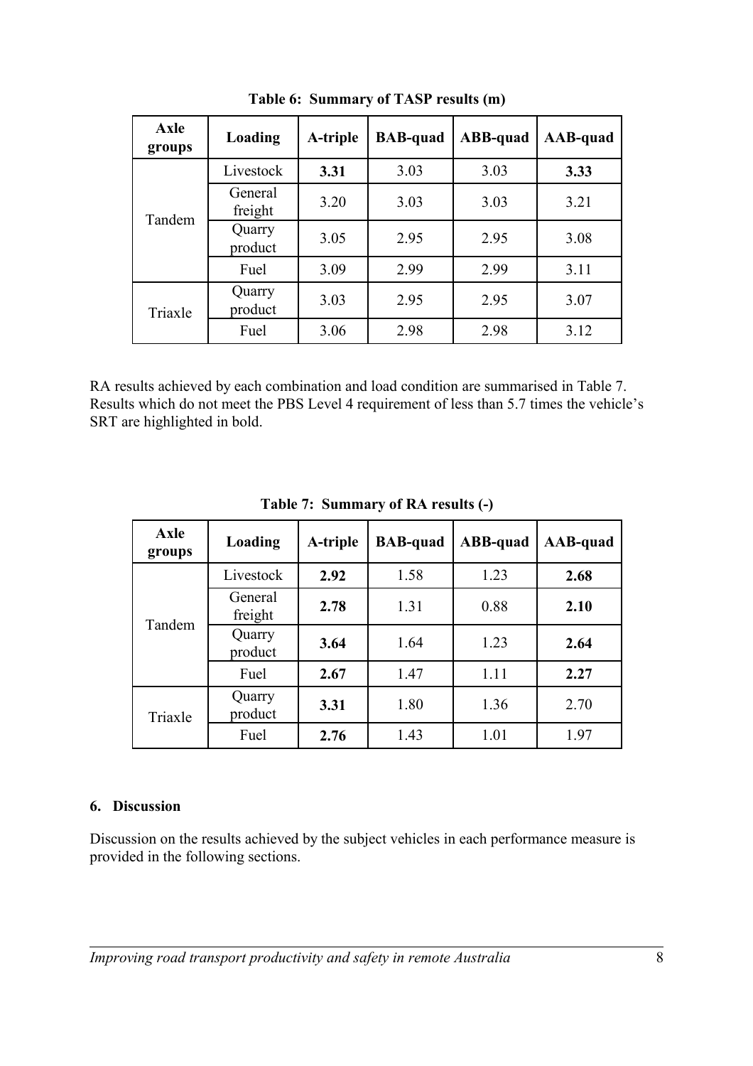**Table 6: Summary of TASP results (m)**

| Axle groups | Loading | A-triple | BAB-quad | ABB-quad | AAB-quad |
|---|---|---|---|---|---|
| Tandem | Livestock | **3.31** | 3.03 | 3.03 | **3.33** |
| | General freight | 3.20 | 3.03 | 3.03 | 3.21 |
| | Quarry product | 3.05 | 2.95 | 2.95 | 3.08 |
| | Fuel | 3.09 | 2.99 | 2.99 | 3.11 |
| Triaxle | Quarry product | 3.03 | 2.95 | 2.95 | 3.07 |
| | Fuel | 3.06 | 2.98 | 2.98 | 3.12 |

RA results achieved by each combination and load condition are summarised in Table 7. Results which do not meet the PBS Level 4 requirement of less than 5.7 times the vehicle's SRT are highlighted in bold.

**Table 7: Summary of RA results (-)**

| Axle groups | Loading | A-triple | BAB-quad | ABB-quad | AAB-quad |
|---|---|---|---|---|---|
| Tandem | Livestock | **2.92** | 1.58 | 1.23 | **2.68** |
| | General freight | **2.78** | 1.31 | 0.88 | **2.10** |
| | Quarry product | **3.64** | 1.64 | 1.23 | **2.64** |
| | Fuel | **2.67** | 1.47 | 1.11 | **2.27** |
| Triaxle | Quarry product | **3.31** | 1.80 | 1.36 | 2.70 |
| | Fuel | **2.76** | 1.43 | 1.01 | 1.97 |

## 6. Discussion

Discussion on the results achieved by the subject vehicles in each performance measure is provided in the following sections.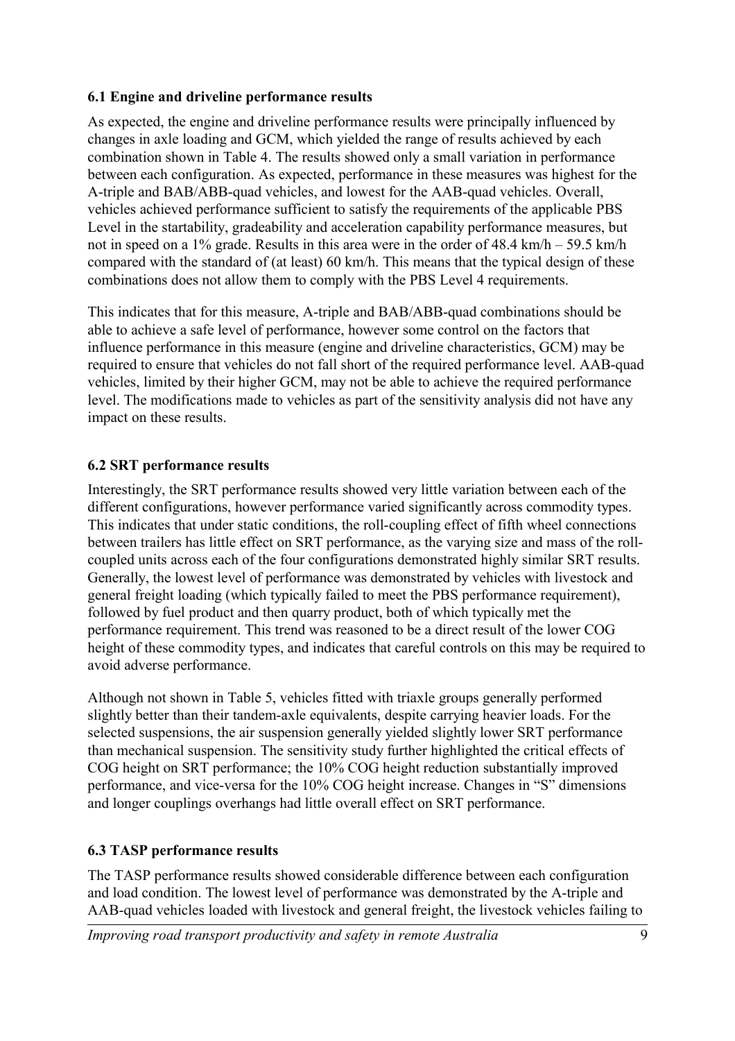### 6.1 Engine and driveline performance results

As expected, the engine and driveline performance results were principally influenced by changes in axle loading and GCM, which yielded the range of results achieved by each combination shown in Table 4. The results showed only a small variation in performance between each configuration. As expected, performance in these measures was highest for the A-triple and BAB/ABB-quad vehicles, and lowest for the AAB-quad vehicles. Overall, vehicles achieved performance sufficient to satisfy the requirements of the applicable PBS Level in the startability, gradeability and acceleration capability performance measures, but not in speed on a 1% grade. Results in this area were in the order of 48.4 km/h – 59.5 km/h compared with the standard of (at least) 60 km/h. This means that the typical design of these combinations does not allow them to comply with the PBS Level 4 requirements.

This indicates that for this measure, A-triple and BAB/ABB-quad combinations should be able to achieve a safe level of performance, however some control on the factors that influence performance in this measure (engine and driveline characteristics, GCM) may be required to ensure that vehicles do not fall short of the required performance level. AAB-quad vehicles, limited by their higher GCM, may not be able to achieve the required performance level. The modifications made to vehicles as part of the sensitivity analysis did not have any impact on these results.

### 6.2 SRT performance results

Interestingly, the SRT performance results showed very little variation between each of the different configurations, however performance varied significantly across commodity types. This indicates that under static conditions, the roll-coupling effect of fifth wheel connections between trailers has little effect on SRT performance, as the varying size and mass of the roll-coupled units across each of the four configurations demonstrated highly similar SRT results. Generally, the lowest level of performance was demonstrated by vehicles with livestock and general freight loading (which typically failed to meet the PBS performance requirement), followed by fuel product and then quarry product, both of which typically met the performance requirement. This trend was reasoned to be a direct result of the lower COG height of these commodity types, and indicates that careful controls on this may be required to avoid adverse performance.

Although not shown in Table 5, vehicles fitted with triaxle groups generally performed slightly better than their tandem-axle equivalents, despite carrying heavier loads. For the selected suspensions, the air suspension generally yielded slightly lower SRT performance than mechanical suspension. The sensitivity study further highlighted the critical effects of COG height on SRT performance; the 10% COG height reduction substantially improved performance, and vice-versa for the 10% COG height increase. Changes in "S" dimensions and longer couplings overhangs had little overall effect on SRT performance.

### 6.3 TASP performance results

The TASP performance results showed considerable difference between each configuration and load condition. The lowest level of performance was demonstrated by the A-triple and AAB-quad vehicles loaded with livestock and general freight, the livestock vehicles failing to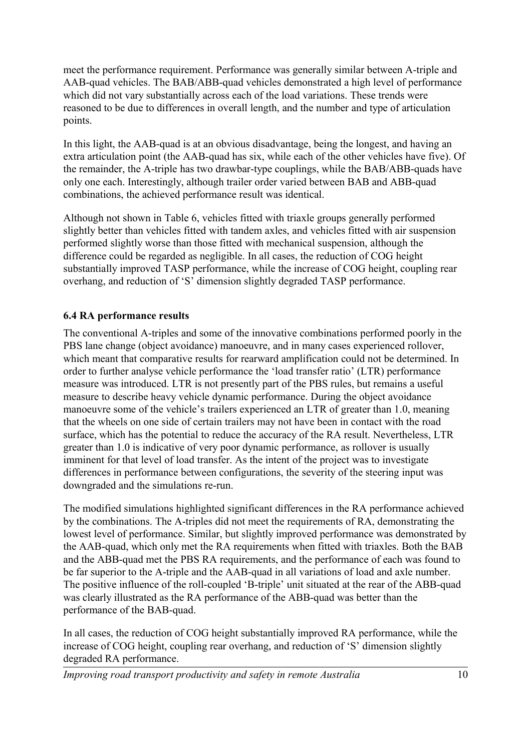meet the performance requirement. Performance was generally similar between A-triple and AAB-quad vehicles. The BAB/ABB-quad vehicles demonstrated a high level of performance which did not vary substantially across each of the load variations. These trends were reasoned to be due to differences in overall length, and the number and type of articulation points.

In this light, the AAB-quad is at an obvious disadvantage, being the longest, and having an extra articulation point (the AAB-quad has six, while each of the other vehicles have five). Of the remainder, the A-triple has two drawbar-type couplings, while the BAB/ABB-quads have only one each. Interestingly, although trailer order varied between BAB and ABB-quad combinations, the achieved performance result was identical.

Although not shown in Table 6, vehicles fitted with triaxle groups generally performed slightly better than vehicles fitted with tandem axles, and vehicles fitted with air suspension performed slightly worse than those fitted with mechanical suspension, although the difference could be regarded as negligible. In all cases, the reduction of COG height substantially improved TASP performance, while the increase of COG height, coupling rear overhang, and reduction of 'S' dimension slightly degraded TASP performance.

### 6.4 RA performance results

The conventional A-triples and some of the innovative combinations performed poorly in the PBS lane change (object avoidance) manoeuvre, and in many cases experienced rollover, which meant that comparative results for rearward amplification could not be determined. In order to further analyse vehicle performance the 'load transfer ratio' (LTR) performance measure was introduced. LTR is not presently part of the PBS rules, but remains a useful measure to describe heavy vehicle dynamic performance. During the object avoidance manoeuvre some of the vehicle's trailers experienced an LTR of greater than 1.0, meaning that the wheels on one side of certain trailers may not have been in contact with the road surface, which has the potential to reduce the accuracy of the RA result. Nevertheless, LTR greater than 1.0 is indicative of very poor dynamic performance, as rollover is usually imminent for that level of load transfer. As the intent of the project was to investigate differences in performance between configurations, the severity of the steering input was downgraded and the simulations re-run.

The modified simulations highlighted significant differences in the RA performance achieved by the combinations. The A-triples did not meet the requirements of RA, demonstrating the lowest level of performance. Similar, but slightly improved performance was demonstrated by the AAB-quad, which only met the RA requirements when fitted with triaxles. Both the BAB and the ABB-quad met the PBS RA requirements, and the performance of each was found to be far superior to the A-triple and the AAB-quad in all variations of load and axle number. The positive influence of the roll-coupled 'B-triple' unit situated at the rear of the ABB-quad was clearly illustrated as the RA performance of the ABB-quad was better than the performance of the BAB-quad.

In all cases, the reduction of COG height substantially improved RA performance, while the increase of COG height, coupling rear overhang, and reduction of 'S' dimension slightly degraded RA performance.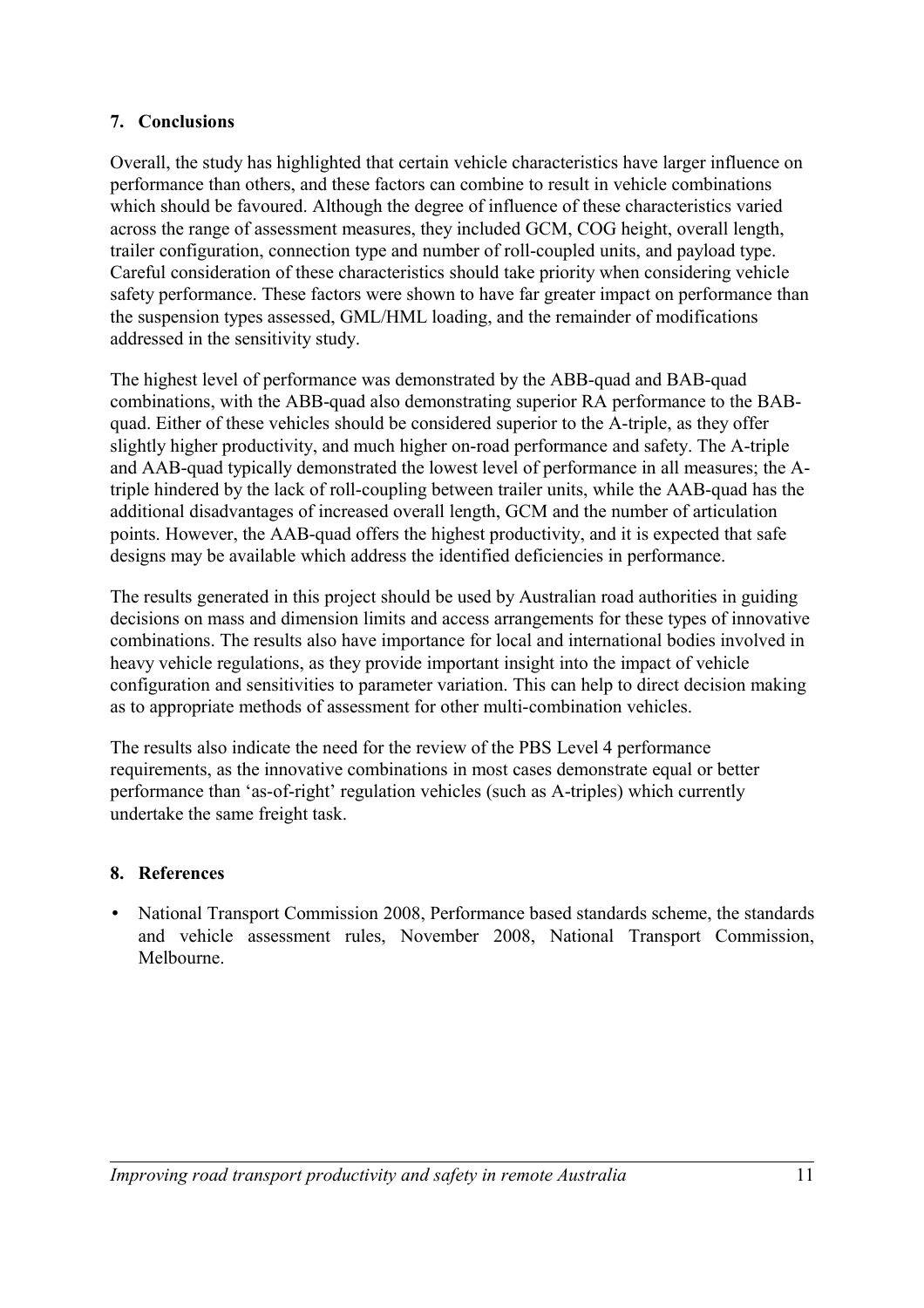## 7. Conclusions

Overall, the study has highlighted that certain vehicle characteristics have larger influence on performance than others, and these factors can combine to result in vehicle combinations which should be favoured. Although the degree of influence of these characteristics varied across the range of assessment measures, they included GCM, COG height, overall length, trailer configuration, connection type and number of roll-coupled units, and payload type. Careful consideration of these characteristics should take priority when considering vehicle safety performance. These factors were shown to have far greater impact on performance than the suspension types assessed, GML/HML loading, and the remainder of modifications addressed in the sensitivity study.

The highest level of performance was demonstrated by the ABB-quad and BAB-quad combinations, with the ABB-quad also demonstrating superior RA performance to the BAB-quad. Either of these vehicles should be considered superior to the A-triple, as they offer slightly higher productivity, and much higher on-road performance and safety. The A-triple and AAB-quad typically demonstrated the lowest level of performance in all measures; the A-triple hindered by the lack of roll-coupling between trailer units, while the AAB-quad has the additional disadvantages of increased overall length, GCM and the number of articulation points. However, the AAB-quad offers the highest productivity, and it is expected that safe designs may be available which address the identified deficiencies in performance.

The results generated in this project should be used by Australian road authorities in guiding decisions on mass and dimension limits and access arrangements for these types of innovative combinations. The results also have importance for local and international bodies involved in heavy vehicle regulations, as they provide important insight into the impact of vehicle configuration and sensitivities to parameter variation. This can help to direct decision making as to appropriate methods of assessment for other multi-combination vehicles.

The results also indicate the need for the review of the PBS Level 4 performance requirements, as the innovative combinations in most cases demonstrate equal or better performance than 'as-of-right' regulation vehicles (such as A-triples) which currently undertake the same freight task.

## 8. References

- National Transport Commission 2008, Performance based standards scheme, the standards and vehicle assessment rules, November 2008, National Transport Commission, Melbourne.